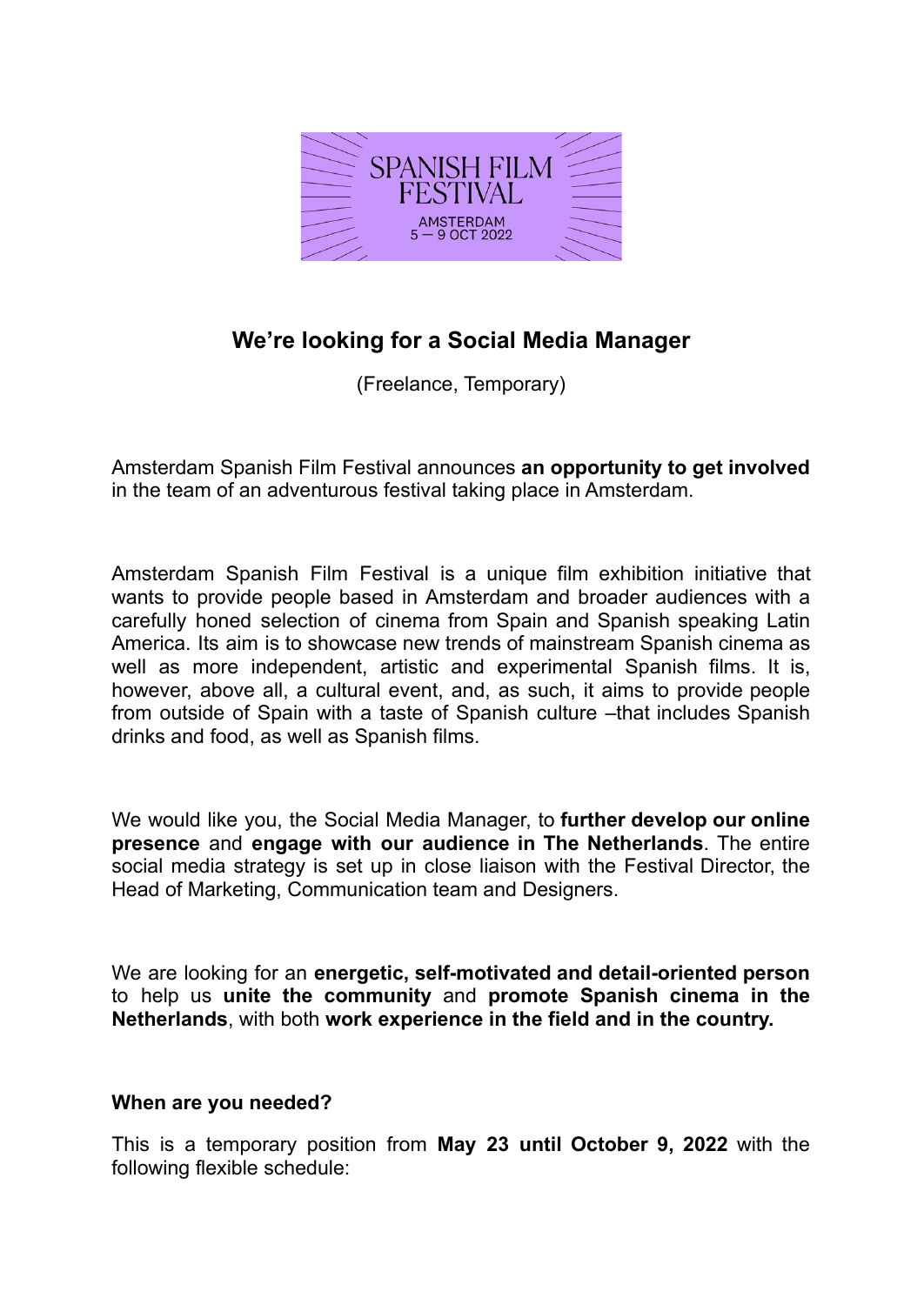SPANISH FILM FESTIVAL

AMSTERDAM
5 — 9 OCT 2022

## We're looking for a Social Media Manager

(Freelance, Temporary)

Amsterdam Spanish Film Festival announces **an opportunity to get involved** in the team of an adventurous festival taking place in Amsterdam.

Amsterdam Spanish Film Festival is a unique film exhibition initiative that wants to provide people based in Amsterdam and broader audiences with a carefully honed selection of cinema from Spain and Spanish speaking Latin America. Its aim is to showcase new trends of mainstream Spanish cinema as well as more independent, artistic and experimental Spanish films. It is, however, above all, a cultural event, and, as such, it aims to provide people from outside of Spain with a taste of Spanish culture –that includes Spanish drinks and food, as well as Spanish films.

We would like you, the Social Media Manager, to **further develop our online presence** and **engage with our audience in The Netherlands**. The entire social media strategy is set up in close liaison with the Festival Director, the Head of Marketing, Communication team and Designers.

We are looking for an **energetic, self-motivated and detail-oriented person** to help us **unite the community** and **promote Spanish cinema in the Netherlands**, with both **work experience in the field and in the country.**

**When are you needed?**

This is a temporary position from **May 23 until October 9, 2022** with the following flexible schedule: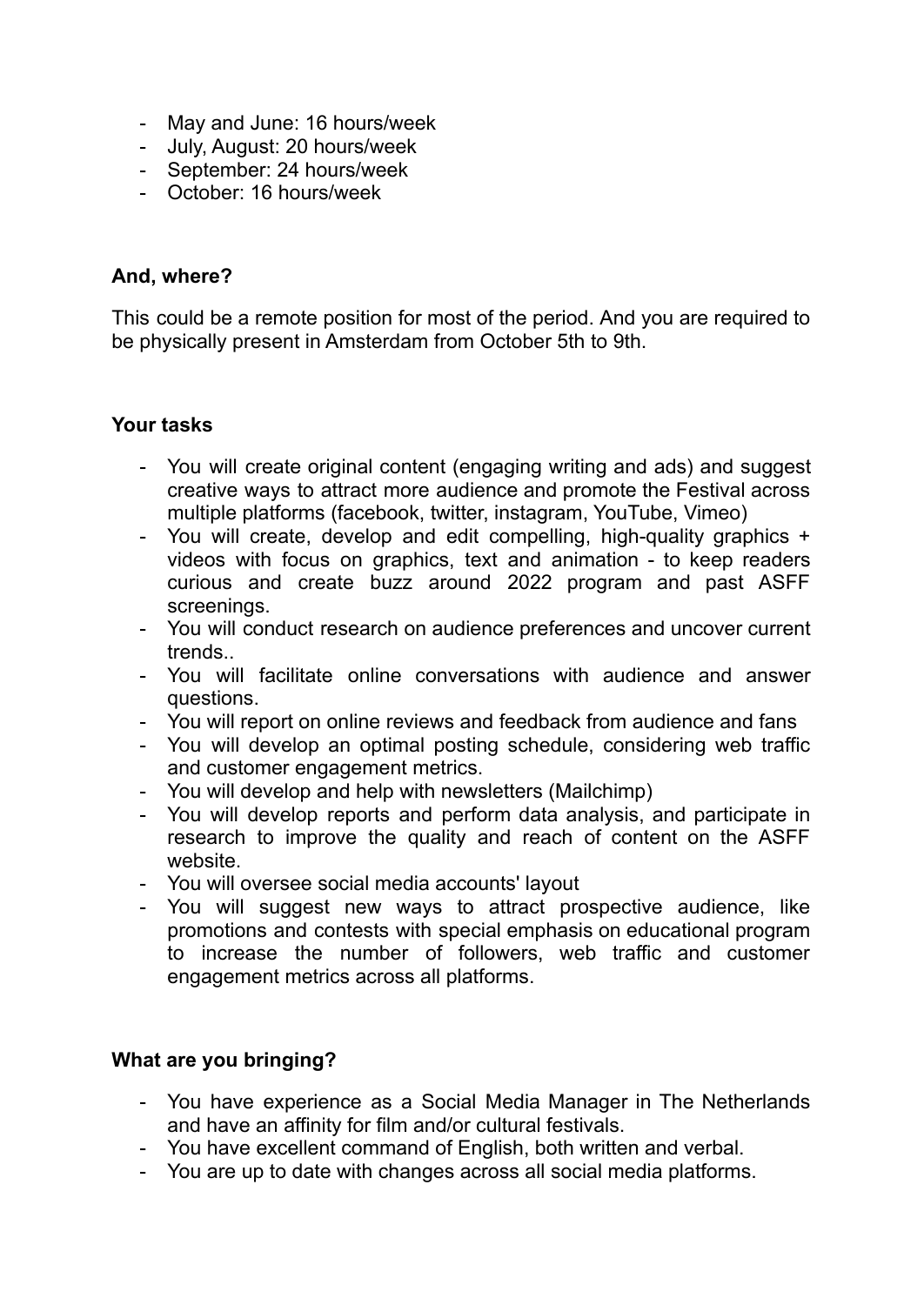- May and June: 16 hours/week
- July, August: 20 hours/week
- September: 24 hours/week
- October: 16 hours/week

**And, where?**

This could be a remote position for most of the period. And you are required to be physically present in Amsterdam from October 5th to 9th.

**Your tasks**

- You will create original content (engaging writing and ads) and suggest creative ways to attract more audience and promote the Festival across multiple platforms (facebook, twitter, instagram, YouTube, Vimeo)
- You will create, develop and edit compelling, high-quality graphics + videos with focus on graphics, text and animation - to keep readers curious and create buzz around 2022 program and past ASFF screenings.
- You will conduct research on audience preferences and uncover current trends..
- You will facilitate online conversations with audience and answer questions.
- You will report on online reviews and feedback from audience and fans
- You will develop an optimal posting schedule, considering web traffic and customer engagement metrics.
- You will develop and help with newsletters (Mailchimp)
- You will develop reports and perform data analysis, and participate in research to improve the quality and reach of content on the ASFF website.
- You will oversee social media accounts' layout
- You will suggest new ways to attract prospective audience, like promotions and contests with special emphasis on educational program to increase the number of followers, web traffic and customer engagement metrics across all platforms.

**What are you bringing?**

- You have experience as a Social Media Manager in The Netherlands and have an affinity for film and/or cultural festivals.
- You have excellent command of English, both written and verbal.
- You are up to date with changes across all social media platforms.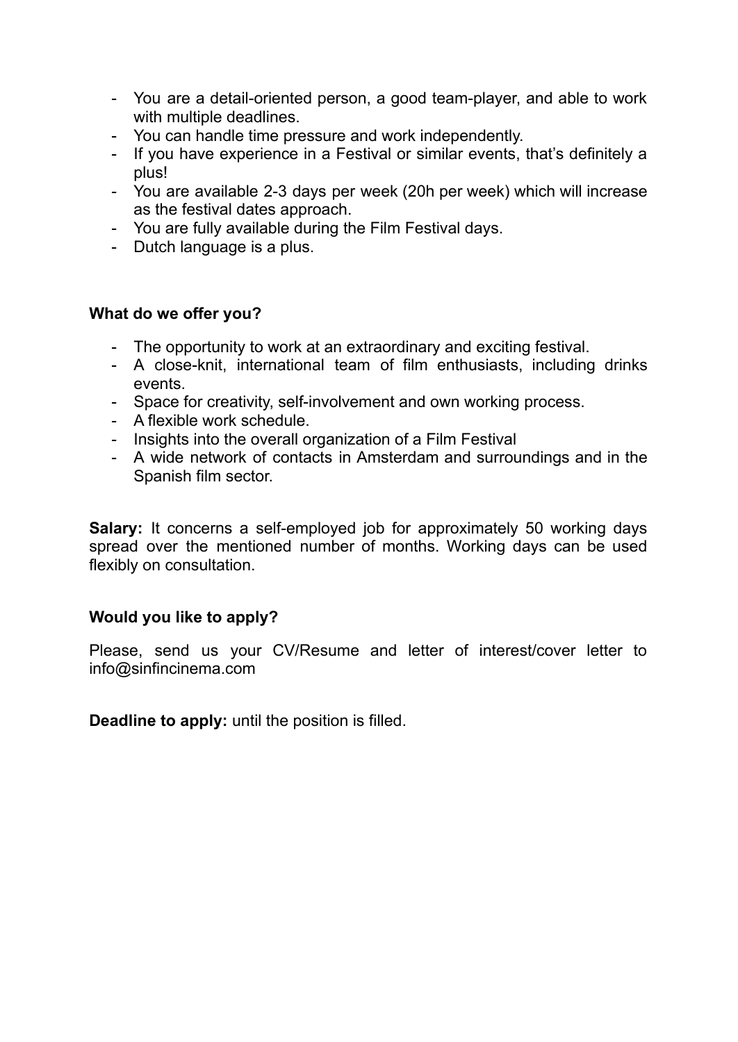- You are a detail-oriented person, a good team-player, and able to work with multiple deadlines.
- You can handle time pressure and work independently.
- If you have experience in a Festival or similar events, that's definitely a plus!
- You are available 2-3 days per week (20h per week) which will increase as the festival dates approach.
- You are fully available during the Film Festival days.
- Dutch language is a plus.

**What do we offer you?**

- The opportunity to work at an extraordinary and exciting festival.
- A close-knit, international team of film enthusiasts, including drinks events.
- Space for creativity, self-involvement and own working process.
- A flexible work schedule.
- Insights into the overall organization of a Film Festival
- A wide network of contacts in Amsterdam and surroundings and in the Spanish film sector.

**Salary:** It concerns a self-employed job for approximately 50 working days spread over the mentioned number of months. Working days can be used flexibly on consultation.

**Would you like to apply?**

Please, send us your CV/Resume and letter of interest/cover letter to info@sinfincinema.com

**Deadline to apply:** until the position is filled.